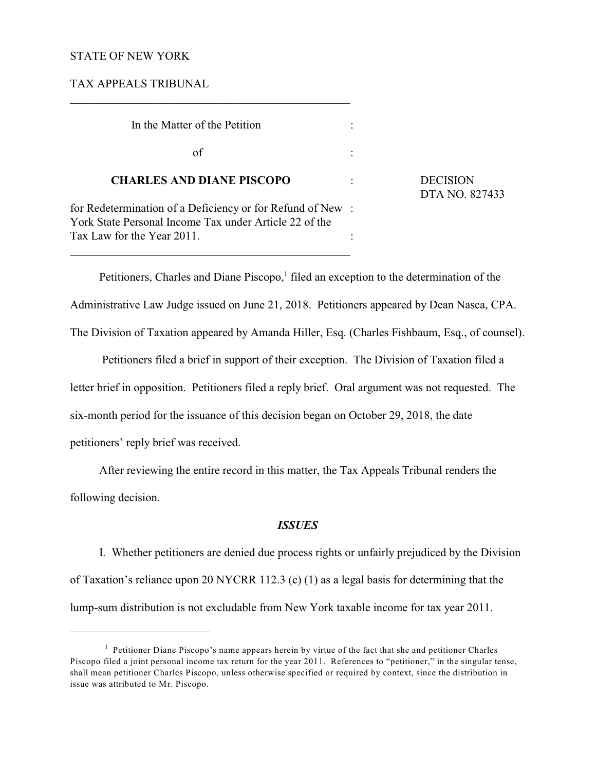STATE OF NEW YORK

TAX APPEALS TRIBUNAL

---

| | | |
|---|---|---|
| In the Matter of the Petition | : | |
| of | : | |
| **CHARLES AND DIANE PISCOPO** | : | DECISION DTA NO. 827433 |
| for Redetermination of a Deficiency or for Refund of New York State Personal Income Tax under Article 22 of the Tax Law for the Year 2011. | : | |

---

Petitioners, Charles and Diane Piscopo,[1] filed an exception to the determination of the Administrative Law Judge issued on June 21, 2018. Petitioners appeared by Dean Nasca, CPA. The Division of Taxation appeared by Amanda Hiller, Esq. (Charles Fishbaum, Esq., of counsel).

Petitioners filed a brief in support of their exception. The Division of Taxation filed a letter brief in opposition. Petitioners filed a reply brief. Oral argument was not requested. The six-month period for the issuance of this decision began on October 29, 2018, the date petitioners' reply brief was received.

After reviewing the entire record in this matter, the Tax Appeals Tribunal renders the following decision.

### *ISSUES*

I. Whether petitioners are denied due process rights or unfairly prejudiced by the Division of Taxation's reliance upon 20 NYCRR 112.3 (c) (1) as a legal basis for determining that the lump-sum distribution is not excludable from New York taxable income for tax year 2011.

---

[1] Petitioner Diane Piscopo's name appears herein by virtue of the fact that she and petitioner Charles Piscopo filed a joint personal income tax return for the year 2011. References to "petitioner," in the singular tense, shall mean petitioner Charles Piscopo, unless otherwise specified or required by context, since the distribution in issue was attributed to Mr. Piscopo.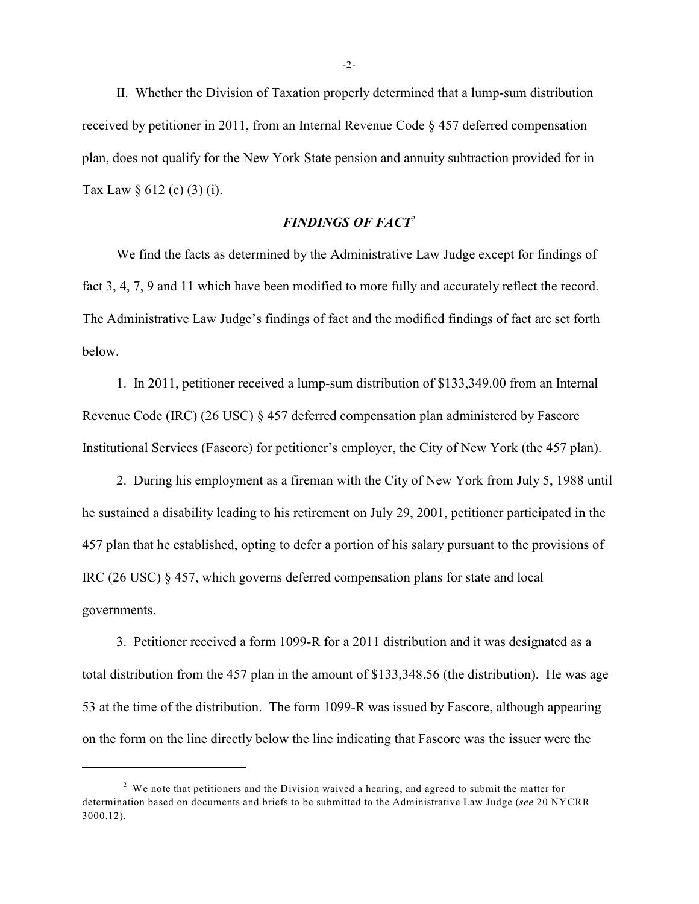II. Whether the Division of Taxation properly determined that a lump-sum distribution received by petitioner in 2011, from an Internal Revenue Code § 457 deferred compensation plan, does not qualify for the New York State pension and annuity subtraction provided for in Tax Law § 612 (c) (3) (i).

## *FINDINGS OF FACT*[2]

We find the facts as determined by the Administrative Law Judge except for findings of fact 3, 4, 7, 9 and 11 which have been modified to more fully and accurately reflect the record. The Administrative Law Judge's findings of fact and the modified findings of fact are set forth below.

1. In 2011, petitioner received a lump-sum distribution of $133,349.00 from an Internal Revenue Code (IRC) (26 USC) § 457 deferred compensation plan administered by Fascore Institutional Services (Fascore) for petitioner's employer, the City of New York (the 457 plan).

2. During his employment as a fireman with the City of New York from July 5, 1988 until he sustained a disability leading to his retirement on July 29, 2001, petitioner participated in the 457 plan that he established, opting to defer a portion of his salary pursuant to the provisions of IRC (26 USC) § 457, which governs deferred compensation plans for state and local governments.

3. Petitioner received a form 1099-R for a 2011 distribution and it was designated as a total distribution from the 457 plan in the amount of $133,348.56 (the distribution). He was age 53 at the time of the distribution. The form 1099-R was issued by Fascore, although appearing on the form on the line directly below the line indicating that Fascore was the issuer were the

---

[2] We note that petitioners and the Division waived a hearing, and agreed to submit the matter for determination based on documents and briefs to be submitted to the Administrative Law Judge (***see*** 20 NYCRR 3000.12).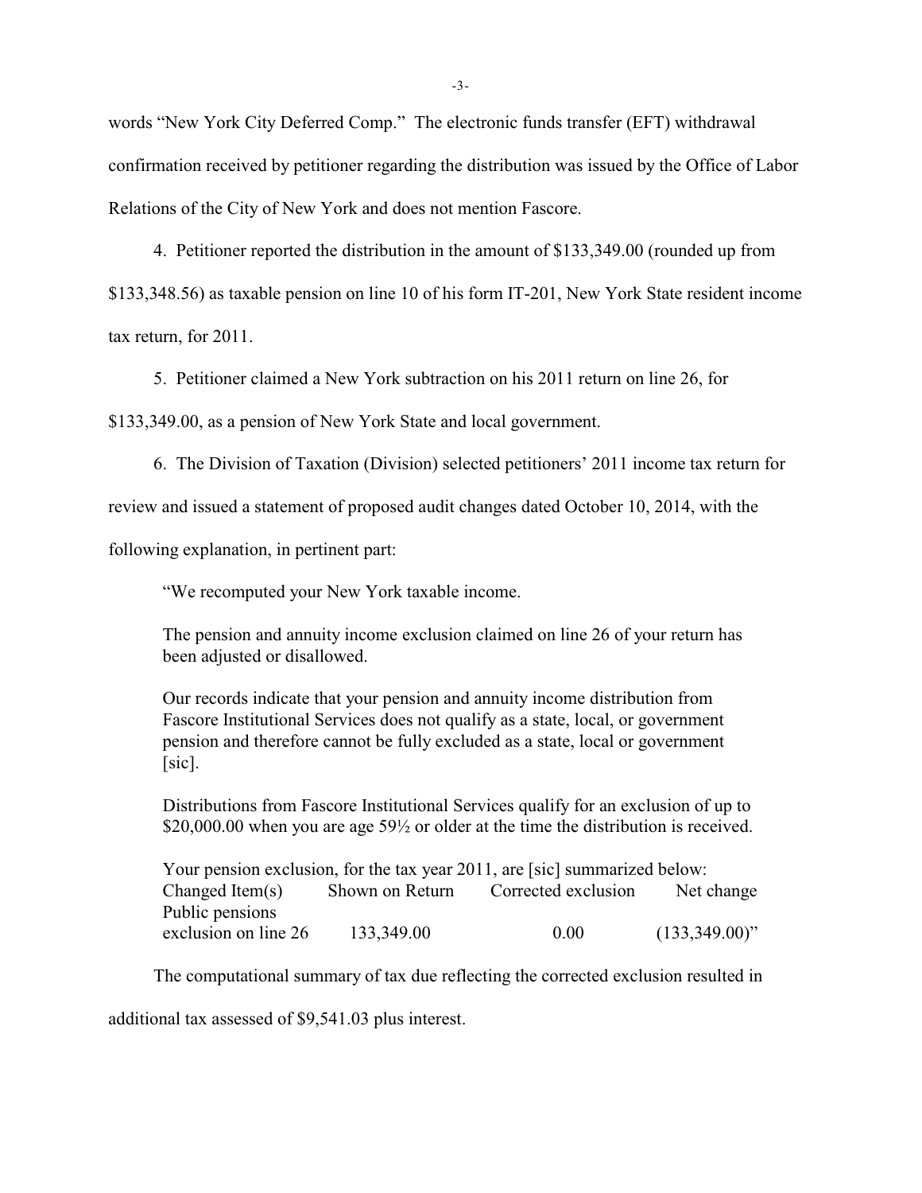words "New York City Deferred Comp." The electronic funds transfer (EFT) withdrawal confirmation received by petitioner regarding the distribution was issued by the Office of Labor Relations of the City of New York and does not mention Fascore.

4. Petitioner reported the distribution in the amount of $133,349.00 (rounded up from $133,348.56) as taxable pension on line 10 of his form IT-201, New York State resident income tax return, for 2011.

5. Petitioner claimed a New York subtraction on his 2011 return on line 26, for $133,349.00, as a pension of New York State and local government.

6. The Division of Taxation (Division) selected petitioners' 2011 income tax return for review and issued a statement of proposed audit changes dated October 10, 2014, with the following explanation, in pertinent part:

> "We recomputed your New York taxable income.
>
> The pension and annuity income exclusion claimed on line 26 of your return has been adjusted or disallowed.
>
> Our records indicate that your pension and annuity income distribution from Fascore Institutional Services does not qualify as a state, local, or government pension and therefore cannot be fully excluded as a state, local or government [sic].
>
> Distributions from Fascore Institutional Services qualify for an exclusion of up to $20,000.00 when you are age 59½ or older at the time the distribution is received.
>
> Your pension exclusion, for the tax year 2011, are [sic] summarized below:
>
> | Changed Item(s) | Shown on Return | Corrected exclusion | Net change |
> |---|---|---|---|
> | Public pensions exclusion on line 26 | 133,349.00 | 0.00 | (133,349.00)" |

The computational summary of tax due reflecting the corrected exclusion resulted in additional tax assessed of $9,541.03 plus interest.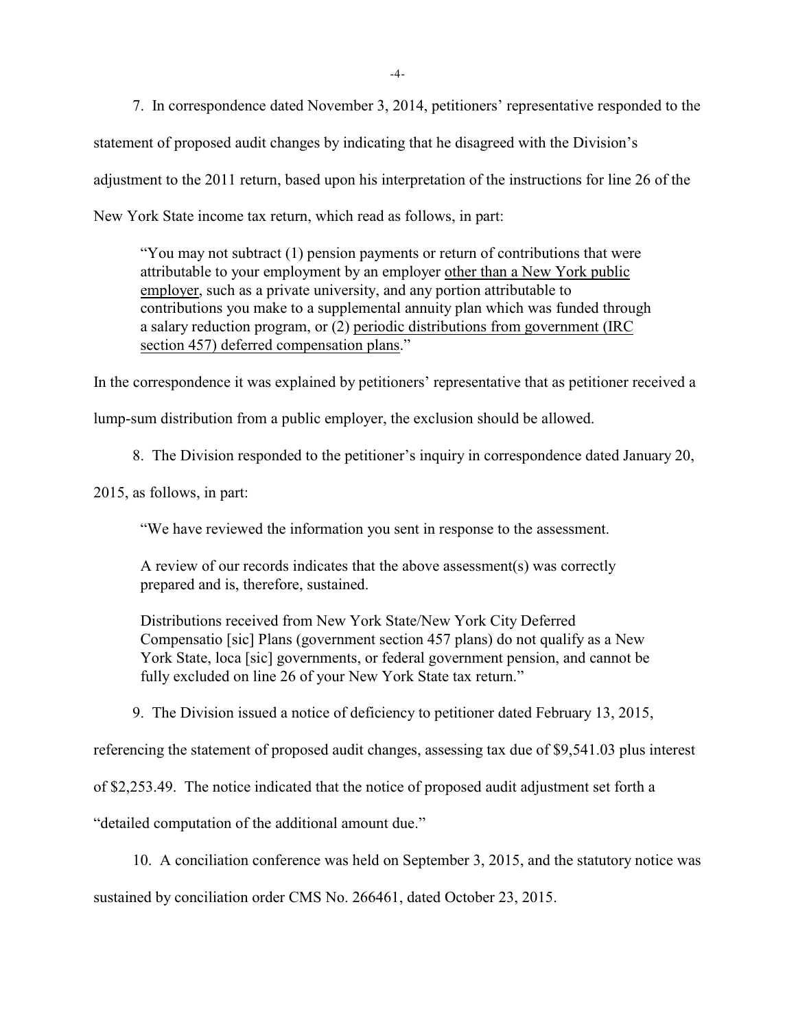7. In correspondence dated November 3, 2014, petitioners' representative responded to the statement of proposed audit changes by indicating that he disagreed with the Division's adjustment to the 2011 return, based upon his interpretation of the instructions for line 26 of the New York State income tax return, which read as follows, in part:

> "You may not subtract (1) pension payments or return of contributions that were attributable to your employment by an employer <u>other than a New York public employer</u>, such as a private university, and any portion attributable to contributions you make to a supplemental annuity plan which was funded through a salary reduction program, or (2) <u>periodic distributions from government (IRC section 457) deferred compensation plans</u>."

In the correspondence it was explained by petitioners' representative that as petitioner received a lump-sum distribution from a public employer, the exclusion should be allowed.

8. The Division responded to the petitioner's inquiry in correspondence dated January 20, 2015, as follows, in part:

> "We have reviewed the information you sent in response to the assessment.
>
> A review of our records indicates that the above assessment(s) was correctly prepared and is, therefore, sustained.
>
> Distributions received from New York State/New York City Deferred Compensatio [sic] Plans (government section 457 plans) do not qualify as a New York State, loca [sic] governments, or federal government pension, and cannot be fully excluded on line 26 of your New York State tax return."

9. The Division issued a notice of deficiency to petitioner dated February 13, 2015, referencing the statement of proposed audit changes, assessing tax due of $9,541.03 plus interest of $2,253.49. The notice indicated that the notice of proposed audit adjustment set forth a "detailed computation of the additional amount due."

10. A conciliation conference was held on September 3, 2015, and the statutory notice was sustained by conciliation order CMS No. 266461, dated October 23, 2015.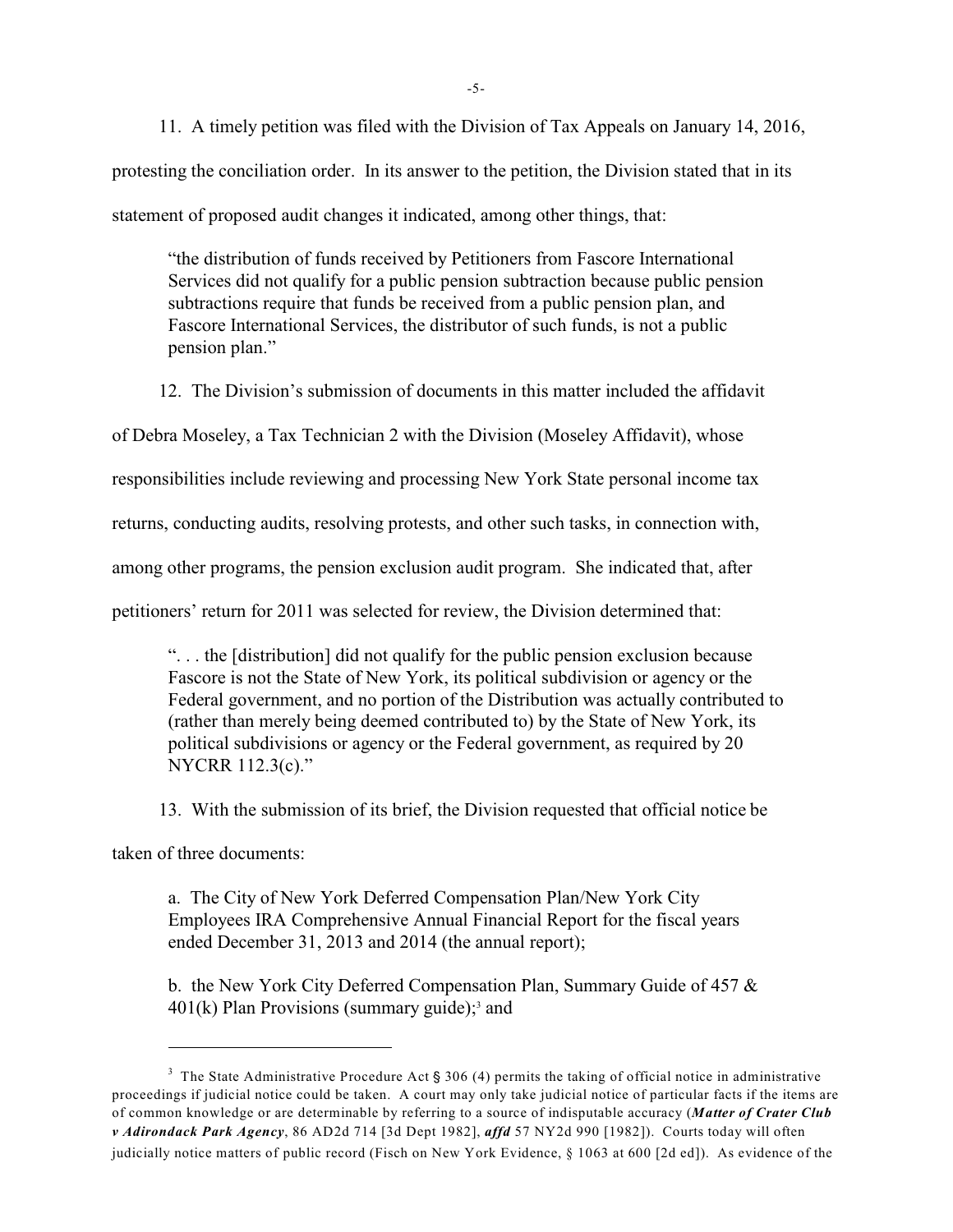11. A timely petition was filed with the Division of Tax Appeals on January 14, 2016, protesting the conciliation order. In its answer to the petition, the Division stated that in its statement of proposed audit changes it indicated, among other things, that:

> "the distribution of funds received by Petitioners from Fascore International Services did not qualify for a public pension subtraction because public pension subtractions require that funds be received from a public pension plan, and Fascore International Services, the distributor of such funds, is not a public pension plan."

12. The Division's submission of documents in this matter included the affidavit of Debra Moseley, a Tax Technician 2 with the Division (Moseley Affidavit), whose responsibilities include reviewing and processing New York State personal income tax returns, conducting audits, resolving protests, and other such tasks, in connection with, among other programs, the pension exclusion audit program. She indicated that, after petitioners' return for 2011 was selected for review, the Division determined that:

> ". . . the [distribution] did not qualify for the public pension exclusion because Fascore is not the State of New York, its political subdivision or agency or the Federal government, and no portion of the Distribution was actually contributed to (rather than merely being deemed contributed to) by the State of New York, its political subdivisions or agency or the Federal government, as required by 20 NYCRR 112.3(c)."

13. With the submission of its brief, the Division requested that official notice be taken of three documents:

> a. The City of New York Deferred Compensation Plan/New York City Employees IRA Comprehensive Annual Financial Report for the fiscal years ended December 31, 2013 and 2014 (the annual report);
>
> b. the New York City Deferred Compensation Plan, Summary Guide of 457 & 401(k) Plan Provisions (summary guide);[3] and

---

[3] The State Administrative Procedure Act § 306 (4) permits the taking of official notice in administrative proceedings if judicial notice could be taken. A court may only take judicial notice of particular facts if the items are of common knowledge or are determinable by referring to a source of indisputable accuracy (***Matter of Crater Club v Adirondack Park Agency***, 86 AD2d 714 [3d Dept 1982], ***affd*** 57 NY2d 990 [1982]). Courts today will often judicially notice matters of public record (Fisch on New York Evidence, § 1063 at 600 [2d ed]). As evidence of the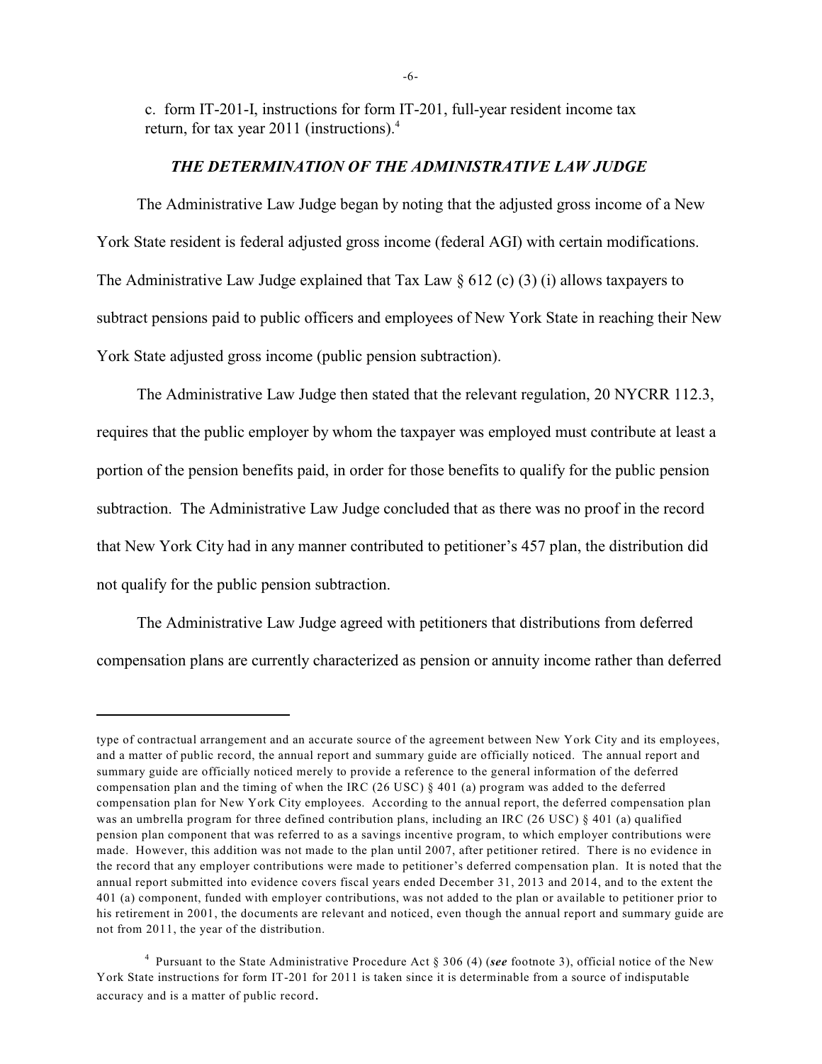c. form IT-201-I, instructions for form IT-201, full-year resident income tax return, for tax year 2011 (instructions).[4]

### *THE DETERMINATION OF THE ADMINISTRATIVE LAW JUDGE*

The Administrative Law Judge began by noting that the adjusted gross income of a New York State resident is federal adjusted gross income (federal AGI) with certain modifications. The Administrative Law Judge explained that Tax Law § 612 (c) (3) (i) allows taxpayers to subtract pensions paid to public officers and employees of New York State in reaching their New York State adjusted gross income (public pension subtraction).

The Administrative Law Judge then stated that the relevant regulation, 20 NYCRR 112.3, requires that the public employer by whom the taxpayer was employed must contribute at least a portion of the pension benefits paid, in order for those benefits to qualify for the public pension subtraction. The Administrative Law Judge concluded that as there was no proof in the record that New York City had in any manner contributed to petitioner's 457 plan, the distribution did not qualify for the public pension subtraction.

The Administrative Law Judge agreed with petitioners that distributions from deferred compensation plans are currently characterized as pension or annuity income rather than deferred

---

type of contractual arrangement and an accurate source of the agreement between New York City and its employees, and a matter of public record, the annual report and summary guide are officially noticed. The annual report and summary guide are officially noticed merely to provide a reference to the general information of the deferred compensation plan and the timing of when the IRC (26 USC) § 401 (a) program was added to the deferred compensation plan for New York City employees. According to the annual report, the deferred compensation plan was an umbrella program for three defined contribution plans, including an IRC (26 USC) § 401 (a) qualified pension plan component that was referred to as a savings incentive program, to which employer contributions were made. However, this addition was not made to the plan until 2007, after petitioner retired. There is no evidence in the record that any employer contributions were made to petitioner's deferred compensation plan. It is noted that the annual report submitted into evidence covers fiscal years ended December 31, 2013 and 2014, and to the extent the 401 (a) component, funded with employer contributions, was not added to the plan or available to petitioner prior to his retirement in 2001, the documents are relevant and noticed, even though the annual report and summary guide are not from 2011, the year of the distribution.

[4] Pursuant to the State Administrative Procedure Act § 306 (4) (***see*** footnote 3), official notice of the New York State instructions for form IT-201 for 2011 is taken since it is determinable from a source of indisputable accuracy and is a matter of public record.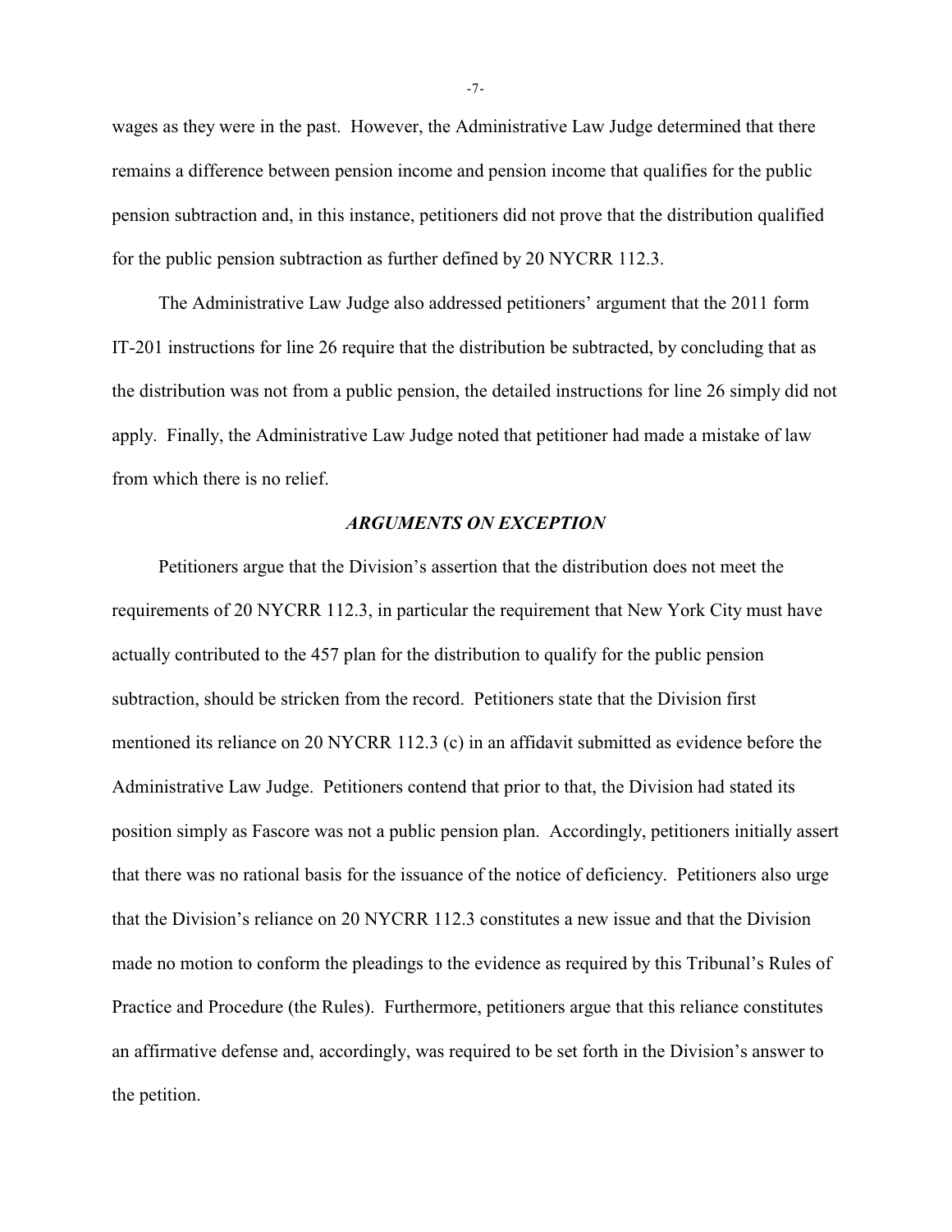wages as they were in the past. However, the Administrative Law Judge determined that there remains a difference between pension income and pension income that qualifies for the public pension subtraction and, in this instance, petitioners did not prove that the distribution qualified for the public pension subtraction as further defined by 20 NYCRR 112.3.

The Administrative Law Judge also addressed petitioners' argument that the 2011 form IT-201 instructions for line 26 require that the distribution be subtracted, by concluding that as the distribution was not from a public pension, the detailed instructions for line 26 simply did not apply. Finally, the Administrative Law Judge noted that petitioner had made a mistake of law from which there is no relief.

### *ARGUMENTS ON EXCEPTION*

Petitioners argue that the Division's assertion that the distribution does not meet the requirements of 20 NYCRR 112.3, in particular the requirement that New York City must have actually contributed to the 457 plan for the distribution to qualify for the public pension subtraction, should be stricken from the record. Petitioners state that the Division first mentioned its reliance on 20 NYCRR 112.3 (c) in an affidavit submitted as evidence before the Administrative Law Judge. Petitioners contend that prior to that, the Division had stated its position simply as Fascore was not a public pension plan. Accordingly, petitioners initially assert that there was no rational basis for the issuance of the notice of deficiency. Petitioners also urge that the Division's reliance on 20 NYCRR 112.3 constitutes a new issue and that the Division made no motion to conform the pleadings to the evidence as required by this Tribunal's Rules of Practice and Procedure (the Rules). Furthermore, petitioners argue that this reliance constitutes an affirmative defense and, accordingly, was required to be set forth in the Division's answer to the petition.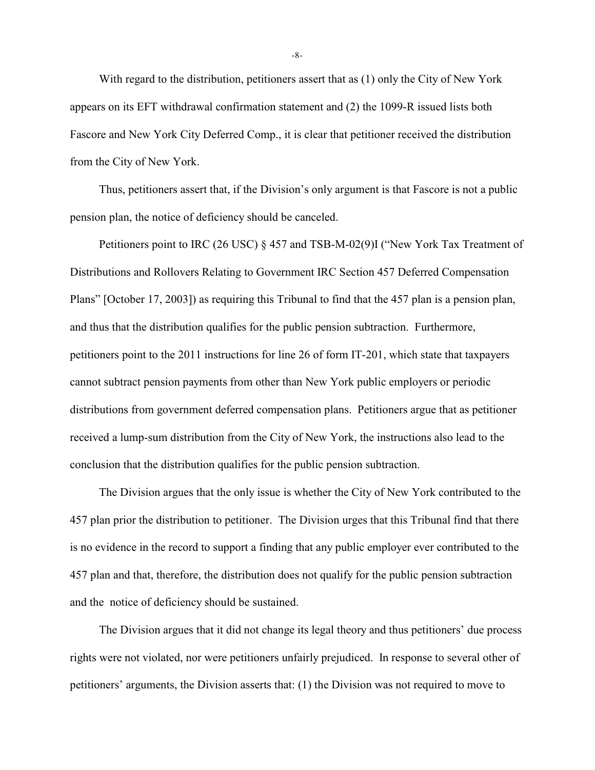With regard to the distribution, petitioners assert that as (1) only the City of New York appears on its EFT withdrawal confirmation statement and (2) the 1099-R issued lists both Fascore and New York City Deferred Comp., it is clear that petitioner received the distribution from the City of New York.

Thus, petitioners assert that, if the Division's only argument is that Fascore is not a public pension plan, the notice of deficiency should be canceled.

Petitioners point to IRC (26 USC) § 457 and TSB-M-02(9)I ("New York Tax Treatment of Distributions and Rollovers Relating to Government IRC Section 457 Deferred Compensation Plans" [October 17, 2003]) as requiring this Tribunal to find that the 457 plan is a pension plan, and thus that the distribution qualifies for the public pension subtraction. Furthermore, petitioners point to the 2011 instructions for line 26 of form IT-201, which state that taxpayers cannot subtract pension payments from other than New York public employers or periodic distributions from government deferred compensation plans. Petitioners argue that as petitioner received a lump-sum distribution from the City of New York, the instructions also lead to the conclusion that the distribution qualifies for the public pension subtraction.

The Division argues that the only issue is whether the City of New York contributed to the 457 plan prior the distribution to petitioner. The Division urges that this Tribunal find that there is no evidence in the record to support a finding that any public employer ever contributed to the 457 plan and that, therefore, the distribution does not qualify for the public pension subtraction and the notice of deficiency should be sustained.

The Division argues that it did not change its legal theory and thus petitioners' due process rights were not violated, nor were petitioners unfairly prejudiced. In response to several other of petitioners' arguments, the Division asserts that: (1) the Division was not required to move to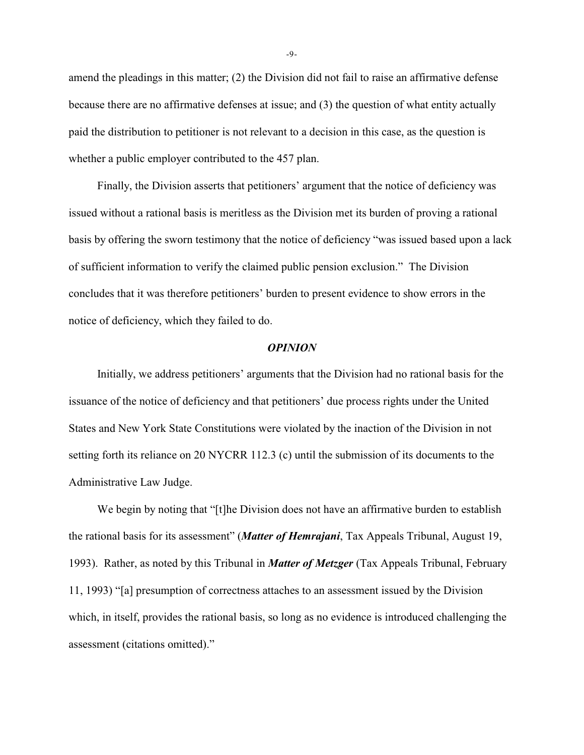amend the pleadings in this matter; (2) the Division did not fail to raise an affirmative defense because there are no affirmative defenses at issue; and (3) the question of what entity actually paid the distribution to petitioner is not relevant to a decision in this case, as the question is whether a public employer contributed to the 457 plan.

Finally, the Division asserts that petitioners' argument that the notice of deficiency was issued without a rational basis is meritless as the Division met its burden of proving a rational basis by offering the sworn testimony that the notice of deficiency "was issued based upon a lack of sufficient information to verify the claimed public pension exclusion." The Division concludes that it was therefore petitioners' burden to present evidence to show errors in the notice of deficiency, which they failed to do.

## *OPINION*

Initially, we address petitioners' arguments that the Division had no rational basis for the issuance of the notice of deficiency and that petitioners' due process rights under the United States and New York State Constitutions were violated by the inaction of the Division in not setting forth its reliance on 20 NYCRR 112.3 (c) until the submission of its documents to the Administrative Law Judge.

We begin by noting that "[t]he Division does not have an affirmative burden to establish the rational basis for its assessment" (***Matter of Hemrajani***, Tax Appeals Tribunal, August 19, 1993). Rather, as noted by this Tribunal in ***Matter of Metzger*** (Tax Appeals Tribunal, February 11, 1993) "[a] presumption of correctness attaches to an assessment issued by the Division which, in itself, provides the rational basis, so long as no evidence is introduced challenging the assessment (citations omitted)."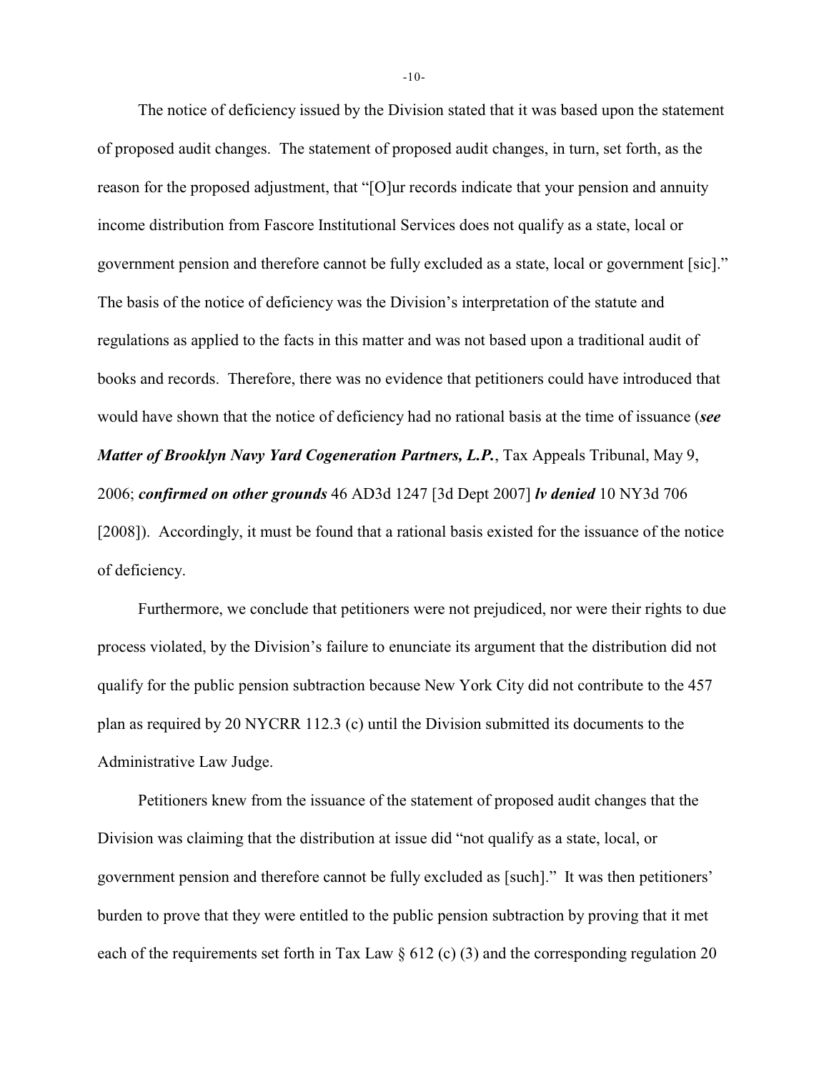The notice of deficiency issued by the Division stated that it was based upon the statement of proposed audit changes. The statement of proposed audit changes, in turn, set forth, as the reason for the proposed adjustment, that "[O]ur records indicate that your pension and annuity income distribution from Fascore Institutional Services does not qualify as a state, local or government pension and therefore cannot be fully excluded as a state, local or government [sic]." The basis of the notice of deficiency was the Division's interpretation of the statute and regulations as applied to the facts in this matter and was not based upon a traditional audit of books and records. Therefore, there was no evidence that petitioners could have introduced that would have shown that the notice of deficiency had no rational basis at the time of issuance (***see Matter of Brooklyn Navy Yard Cogeneration Partners, L.P.***, Tax Appeals Tribunal, May 9, 2006; ***confirmed on other grounds*** 46 AD3d 1247 [3d Dept 2007] ***lv denied*** 10 NY3d 706 [2008]). Accordingly, it must be found that a rational basis existed for the issuance of the notice of deficiency.

Furthermore, we conclude that petitioners were not prejudiced, nor were their rights to due process violated, by the Division's failure to enunciate its argument that the distribution did not qualify for the public pension subtraction because New York City did not contribute to the 457 plan as required by 20 NYCRR 112.3 (c) until the Division submitted its documents to the Administrative Law Judge.

Petitioners knew from the issuance of the statement of proposed audit changes that the Division was claiming that the distribution at issue did "not qualify as a state, local, or government pension and therefore cannot be fully excluded as [such]." It was then petitioners' burden to prove that they were entitled to the public pension subtraction by proving that it met each of the requirements set forth in Tax Law § 612 (c) (3) and the corresponding regulation 20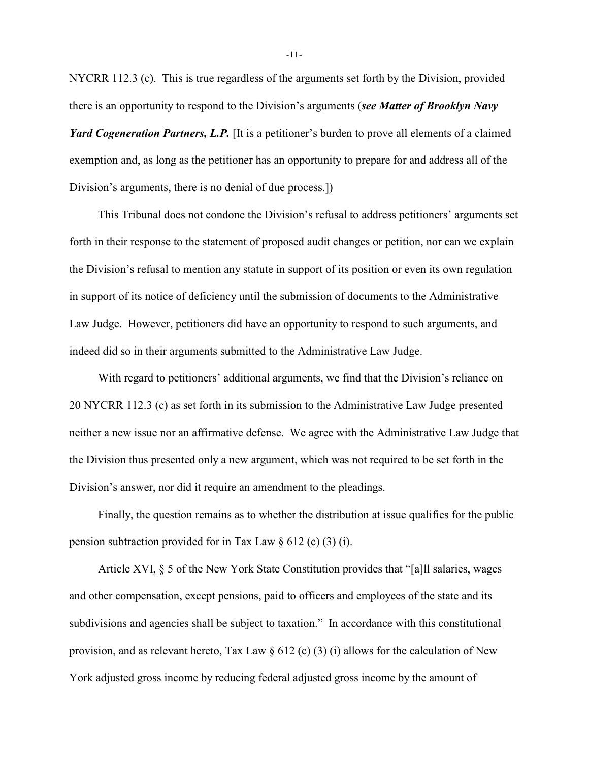NYCRR 112.3 (c). This is true regardless of the arguments set forth by the Division, provided there is an opportunity to respond to the Division's arguments (***see Matter of Brooklyn Navy Yard Cogeneration Partners, L.P.*** [It is a petitioner's burden to prove all elements of a claimed exemption and, as long as the petitioner has an opportunity to prepare for and address all of the Division's arguments, there is no denial of due process.])

This Tribunal does not condone the Division's refusal to address petitioners' arguments set forth in their response to the statement of proposed audit changes or petition, nor can we explain the Division's refusal to mention any statute in support of its position or even its own regulation in support of its notice of deficiency until the submission of documents to the Administrative Law Judge. However, petitioners did have an opportunity to respond to such arguments, and indeed did so in their arguments submitted to the Administrative Law Judge.

With regard to petitioners' additional arguments, we find that the Division's reliance on 20 NYCRR 112.3 (c) as set forth in its submission to the Administrative Law Judge presented neither a new issue nor an affirmative defense. We agree with the Administrative Law Judge that the Division thus presented only a new argument, which was not required to be set forth in the Division's answer, nor did it require an amendment to the pleadings.

Finally, the question remains as to whether the distribution at issue qualifies for the public pension subtraction provided for in Tax Law § 612 (c) (3) (i).

Article XVI, § 5 of the New York State Constitution provides that "[a]ll salaries, wages and other compensation, except pensions, paid to officers and employees of the state and its subdivisions and agencies shall be subject to taxation." In accordance with this constitutional provision, and as relevant hereto, Tax Law § 612 (c) (3) (i) allows for the calculation of New York adjusted gross income by reducing federal adjusted gross income by the amount of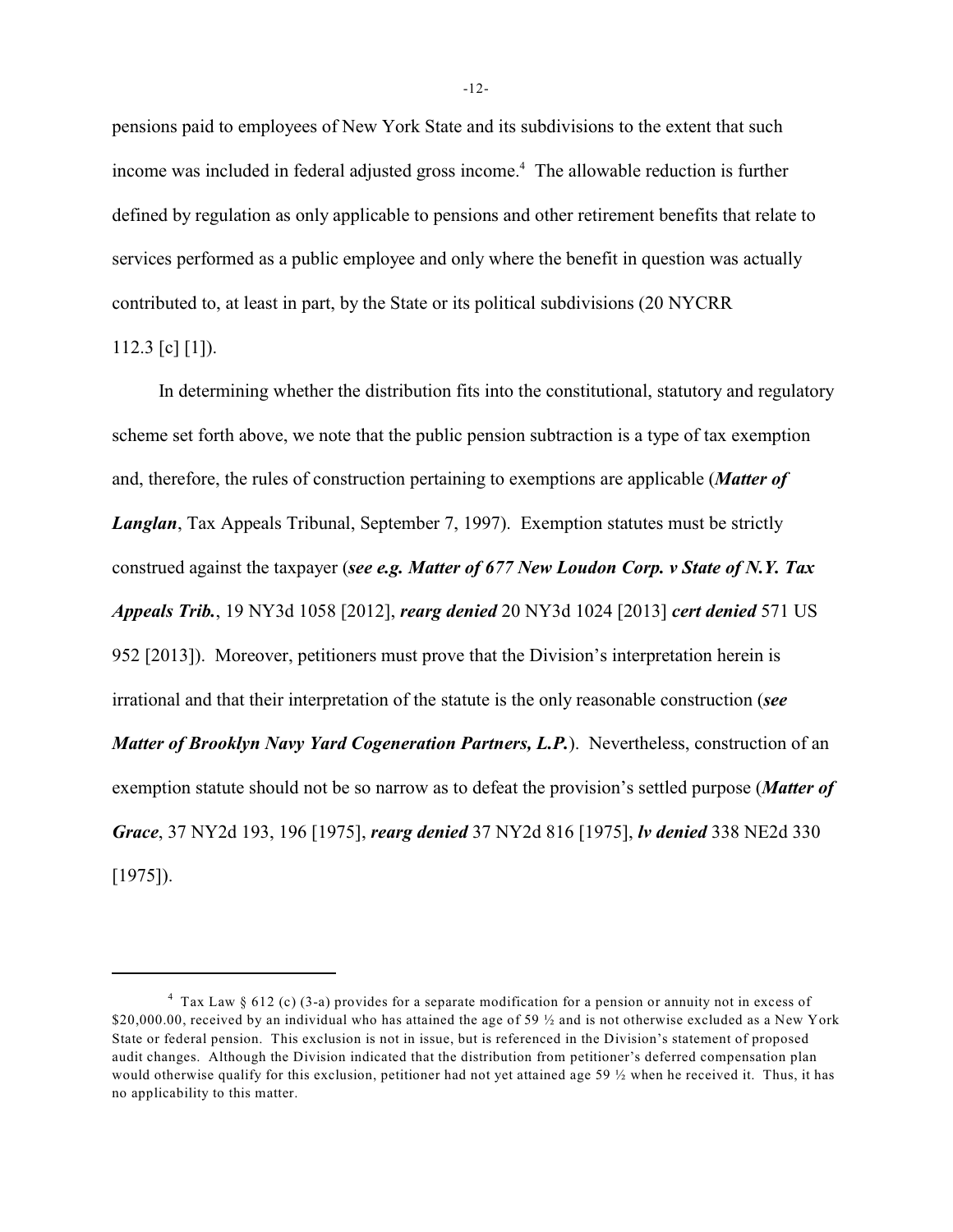pensions paid to employees of New York State and its subdivisions to the extent that such income was included in federal adjusted gross income.[4] The allowable reduction is further defined by regulation as only applicable to pensions and other retirement benefits that relate to services performed as a public employee and only where the benefit in question was actually contributed to, at least in part, by the State or its political subdivisions (20 NYCRR 112.3 [c] [1]).

In determining whether the distribution fits into the constitutional, statutory and regulatory scheme set forth above, we note that the public pension subtraction is a type of tax exemption and, therefore, the rules of construction pertaining to exemptions are applicable (***Matter of Langlan***, Tax Appeals Tribunal, September 7, 1997). Exemption statutes must be strictly construed against the taxpayer (***see e.g. Matter of 677 New Loudon Corp. v State of N.Y. Tax Appeals Trib.***, 19 NY3d 1058 [2012], ***rearg denied*** 20 NY3d 1024 [2013] ***cert denied*** 571 US 952 [2013]). Moreover, petitioners must prove that the Division's interpretation herein is irrational and that their interpretation of the statute is the only reasonable construction (***see Matter of Brooklyn Navy Yard Cogeneration Partners, L.P.***). Nevertheless, construction of an exemption statute should not be so narrow as to defeat the provision's settled purpose (***Matter of Grace***, 37 NY2d 193, 196 [1975], ***rearg denied*** 37 NY2d 816 [1975], ***lv denied*** 338 NE2d 330 [1975]).

---

[4] Tax Law § 612 (c) (3-a) provides for a separate modification for a pension or annuity not in excess of $20,000.00, received by an individual who has attained the age of 59 ½ and is not otherwise excluded as a New York State or federal pension. This exclusion is not in issue, but is referenced in the Division's statement of proposed audit changes. Although the Division indicated that the distribution from petitioner's deferred compensation plan would otherwise qualify for this exclusion, petitioner had not yet attained age 59 ½ when he received it. Thus, it has no applicability to this matter.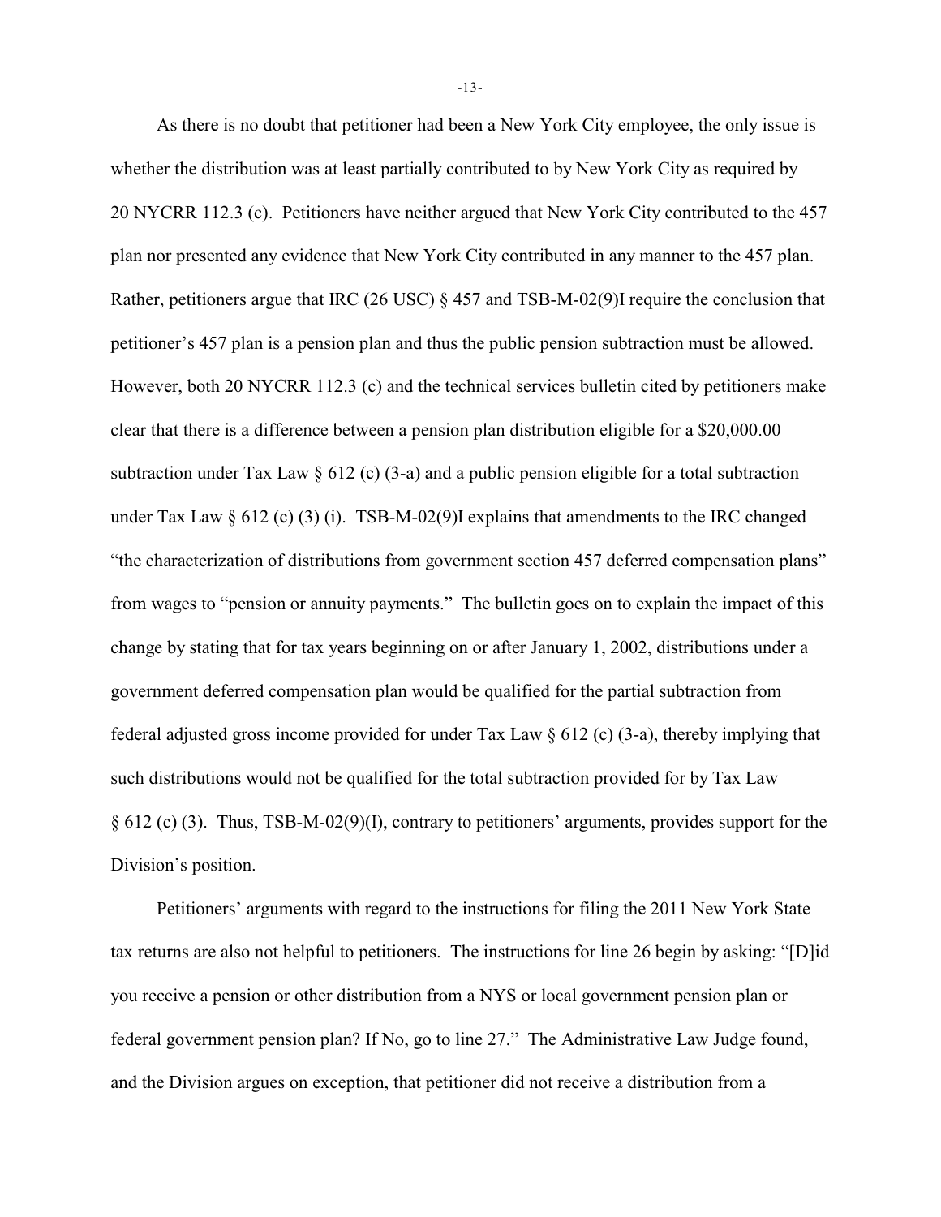As there is no doubt that petitioner had been a New York City employee, the only issue is whether the distribution was at least partially contributed to by New York City as required by 20 NYCRR 112.3 (c). Petitioners have neither argued that New York City contributed to the 457 plan nor presented any evidence that New York City contributed in any manner to the 457 plan. Rather, petitioners argue that IRC (26 USC) § 457 and TSB-M-02(9)I require the conclusion that petitioner's 457 plan is a pension plan and thus the public pension subtraction must be allowed. However, both 20 NYCRR 112.3 (c) and the technical services bulletin cited by petitioners make clear that there is a difference between a pension plan distribution eligible for a $20,000.00 subtraction under Tax Law § 612 (c) (3-a) and a public pension eligible for a total subtraction under Tax Law § 612 (c) (3) (i). TSB-M-02(9)I explains that amendments to the IRC changed "the characterization of distributions from government section 457 deferred compensation plans" from wages to "pension or annuity payments." The bulletin goes on to explain the impact of this change by stating that for tax years beginning on or after January 1, 2002, distributions under a government deferred compensation plan would be qualified for the partial subtraction from federal adjusted gross income provided for under Tax Law § 612 (c) (3-a), thereby implying that such distributions would not be qualified for the total subtraction provided for by Tax Law § 612 (c) (3). Thus, TSB-M-02(9)(I), contrary to petitioners' arguments, provides support for the Division's position.

Petitioners' arguments with regard to the instructions for filing the 2011 New York State tax returns are also not helpful to petitioners. The instructions for line 26 begin by asking: "[D]id you receive a pension or other distribution from a NYS or local government pension plan or federal government pension plan? If No, go to line 27." The Administrative Law Judge found, and the Division argues on exception, that petitioner did not receive a distribution from a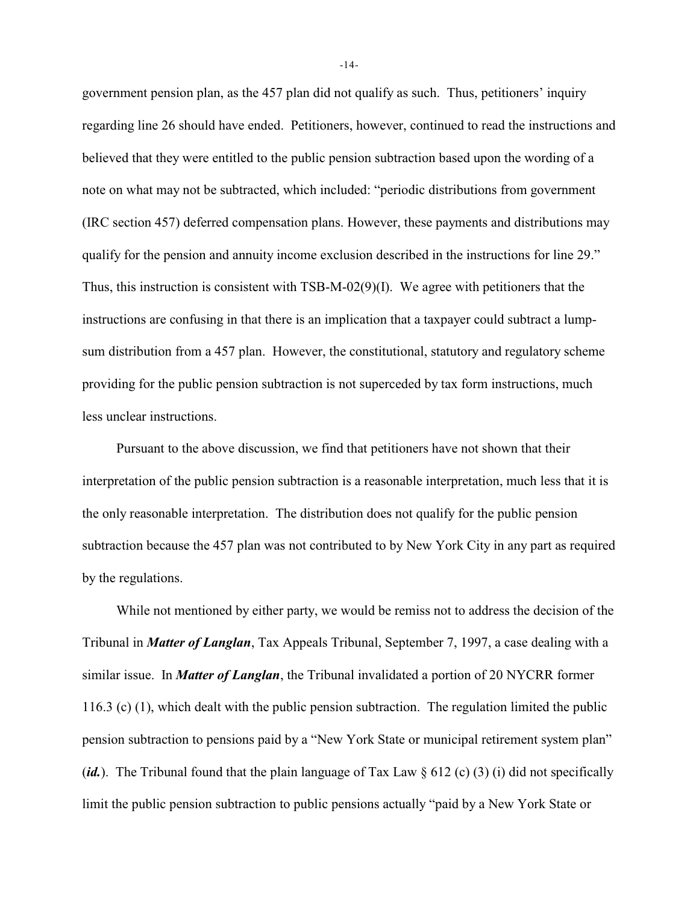government pension plan, as the 457 plan did not qualify as such. Thus, petitioners' inquiry regarding line 26 should have ended. Petitioners, however, continued to read the instructions and believed that they were entitled to the public pension subtraction based upon the wording of a note on what may not be subtracted, which included: "periodic distributions from government (IRC section 457) deferred compensation plans. However, these payments and distributions may qualify for the pension and annuity income exclusion described in the instructions for line 29." Thus, this instruction is consistent with TSB-M-02(9)(I). We agree with petitioners that the instructions are confusing in that there is an implication that a taxpayer could subtract a lump-sum distribution from a 457 plan. However, the constitutional, statutory and regulatory scheme providing for the public pension subtraction is not superceded by tax form instructions, much less unclear instructions.

Pursuant to the above discussion, we find that petitioners have not shown that their interpretation of the public pension subtraction is a reasonable interpretation, much less that it is the only reasonable interpretation. The distribution does not qualify for the public pension subtraction because the 457 plan was not contributed to by New York City in any part as required by the regulations.

While not mentioned by either party, we would be remiss not to address the decision of the Tribunal in ***Matter of Langlan***, Tax Appeals Tribunal, September 7, 1997, a case dealing with a similar issue. In ***Matter of Langlan***, the Tribunal invalidated a portion of 20 NYCRR former 116.3 (c) (1), which dealt with the public pension subtraction. The regulation limited the public pension subtraction to pensions paid by a "New York State or municipal retirement system plan" (***id.***). The Tribunal found that the plain language of Tax Law § 612 (c) (3) (i) did not specifically limit the public pension subtraction to public pensions actually "paid by a New York State or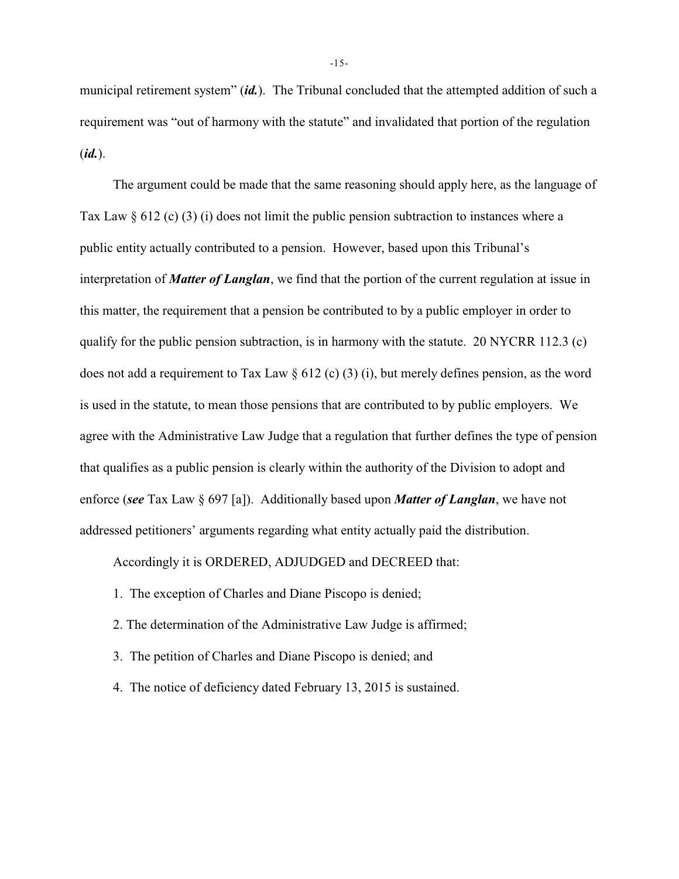municipal retirement system" (***id.***). The Tribunal concluded that the attempted addition of such a requirement was "out of harmony with the statute" and invalidated that portion of the regulation (***id.***).

The argument could be made that the same reasoning should apply here, as the language of Tax Law § 612 (c) (3) (i) does not limit the public pension subtraction to instances where a public entity actually contributed to a pension. However, based upon this Tribunal's interpretation of ***Matter of Langlan***, we find that the portion of the current regulation at issue in this matter, the requirement that a pension be contributed to by a public employer in order to qualify for the public pension subtraction, is in harmony with the statute. 20 NYCRR 112.3 (c) does not add a requirement to Tax Law § 612 (c) (3) (i), but merely defines pension, as the word is used in the statute, to mean those pensions that are contributed to by public employers. We agree with the Administrative Law Judge that a regulation that further defines the type of pension that qualifies as a public pension is clearly within the authority of the Division to adopt and enforce (***see*** Tax Law § 697 [a]). Additionally based upon ***Matter of Langlan***, we have not addressed petitioners' arguments regarding what entity actually paid the distribution.

Accordingly it is ORDERED, ADJUDGED and DECREED that:

1. The exception of Charles and Diane Piscopo is denied;

2. The determination of the Administrative Law Judge is affirmed;

3. The petition of Charles and Diane Piscopo is denied; and

4. The notice of deficiency dated February 13, 2015 is sustained.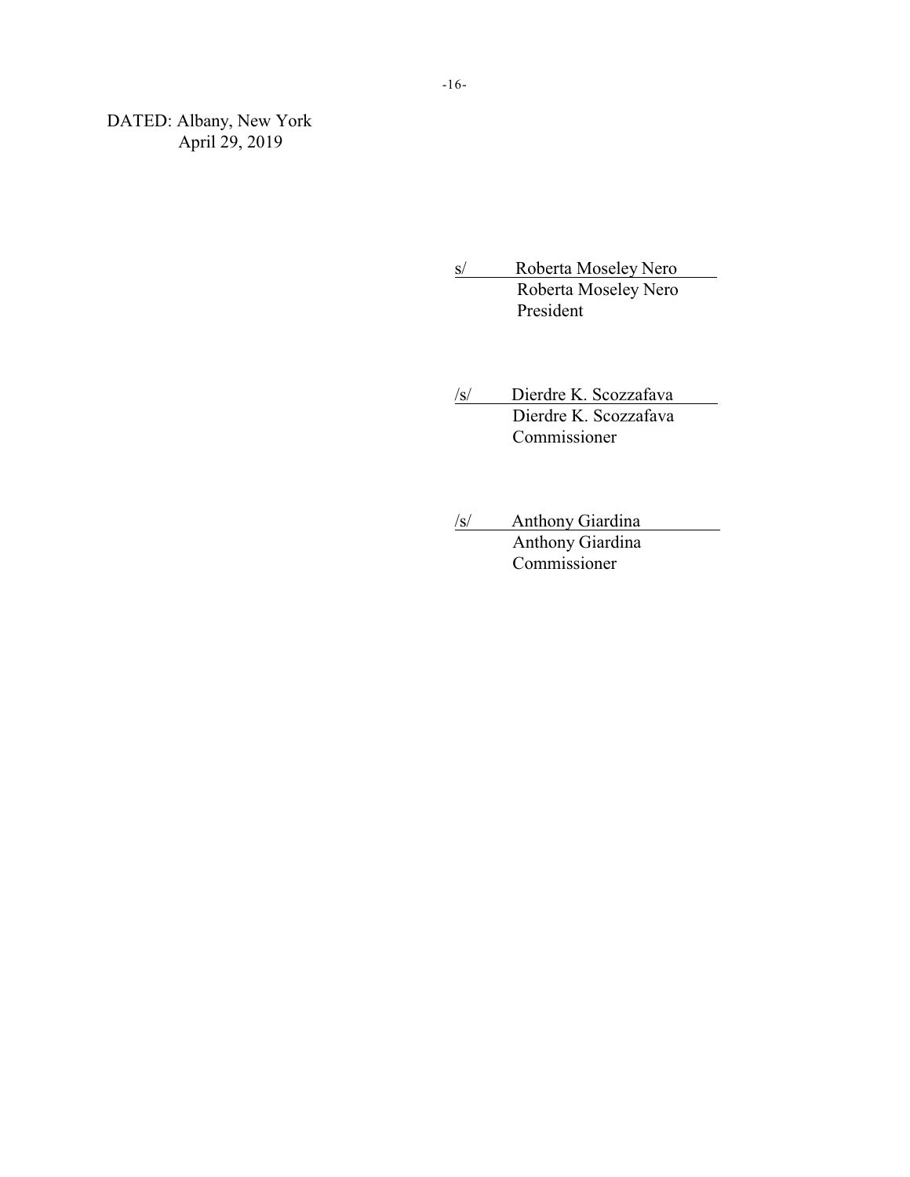DATED: Albany, New York
April 29, 2019

s/ Roberta Moseley Nero
Roberta Moseley Nero
President

/s/ Dierdre K. Scozzafava
Dierdre K. Scozzafava
Commissioner

/s/ Anthony Giardina
Anthony Giardina
Commissioner